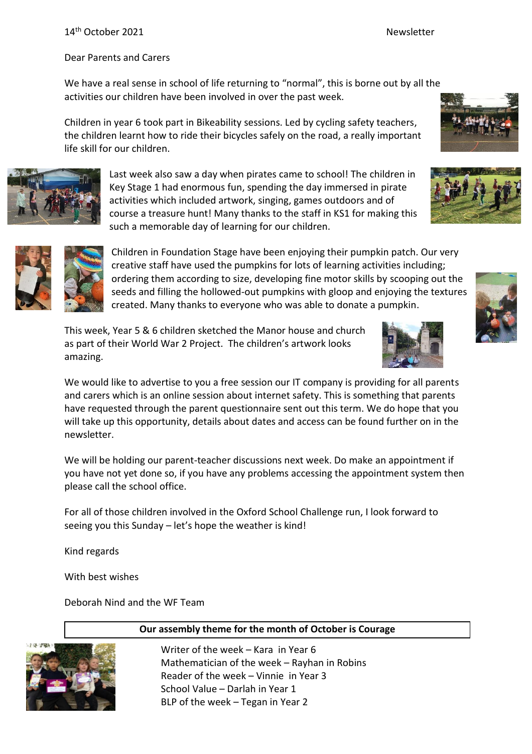14th October 2021 Newsletter

Dear Parents and Carers

We have a real sense in school of life returning to "normal", this is borne out by all the activities our children have been involved in over the past week.

Children in year 6 took part in Bikeability sessions. Led by cycling safety teachers, the children learnt how to ride their bicycles safely on the road, a really important life skill for our children.

Last week also saw a day when pirates came to school! The children in Key Stage 1 had enormous fun, spending the day immersed in pirate activities which included artwork, singing, games outdoors and of course a treasure hunt! Many thanks to the staff in KS1 for making this such a memorable day of learning for our children.

Children in Foundation Stage have been enjoying their pumpkin patch. Our very creative staff have used the pumpkins for lots of learning activities including; ordering them according to size, developing fine motor skills by scooping out the seeds and filling the hollowed-out pumpkins with gloop and enjoying the textures created. Many thanks to everyone who was able to donate a pumpkin.

This week, Year 5 & 6 children sketched the Manor house and church as part of their World War 2 Project. The children's artwork looks amazing.

We would like to advertise to you a free session our IT company is providing for all parents and carers which is an online session about internet safety. This is something that parents have requested through the parent questionnaire sent out this term. We do hope that you will take up this opportunity, details about dates and access can be found further on in the newsletter.

We will be holding our parent-teacher discussions next week. Do make an appointment if you have not yet done so, if you have any problems accessing the appointment system then please call the school office.

For all of those children involved in the Oxford School Challenge run, I look forward to seeing you this Sunday – let's hope the weather is kind!

Kind regards

With best wishes

Deborah Nind and the WF Team

**Our assembly theme for the month of October is Courage**

Writer of the week – Kara in Year 6
Mathematician of the week – Rayhan in Robins
Reader of the week – Vinnie in Year 3
School Value – Darlah in Year 1
BLP of the week – Tegan in Year 2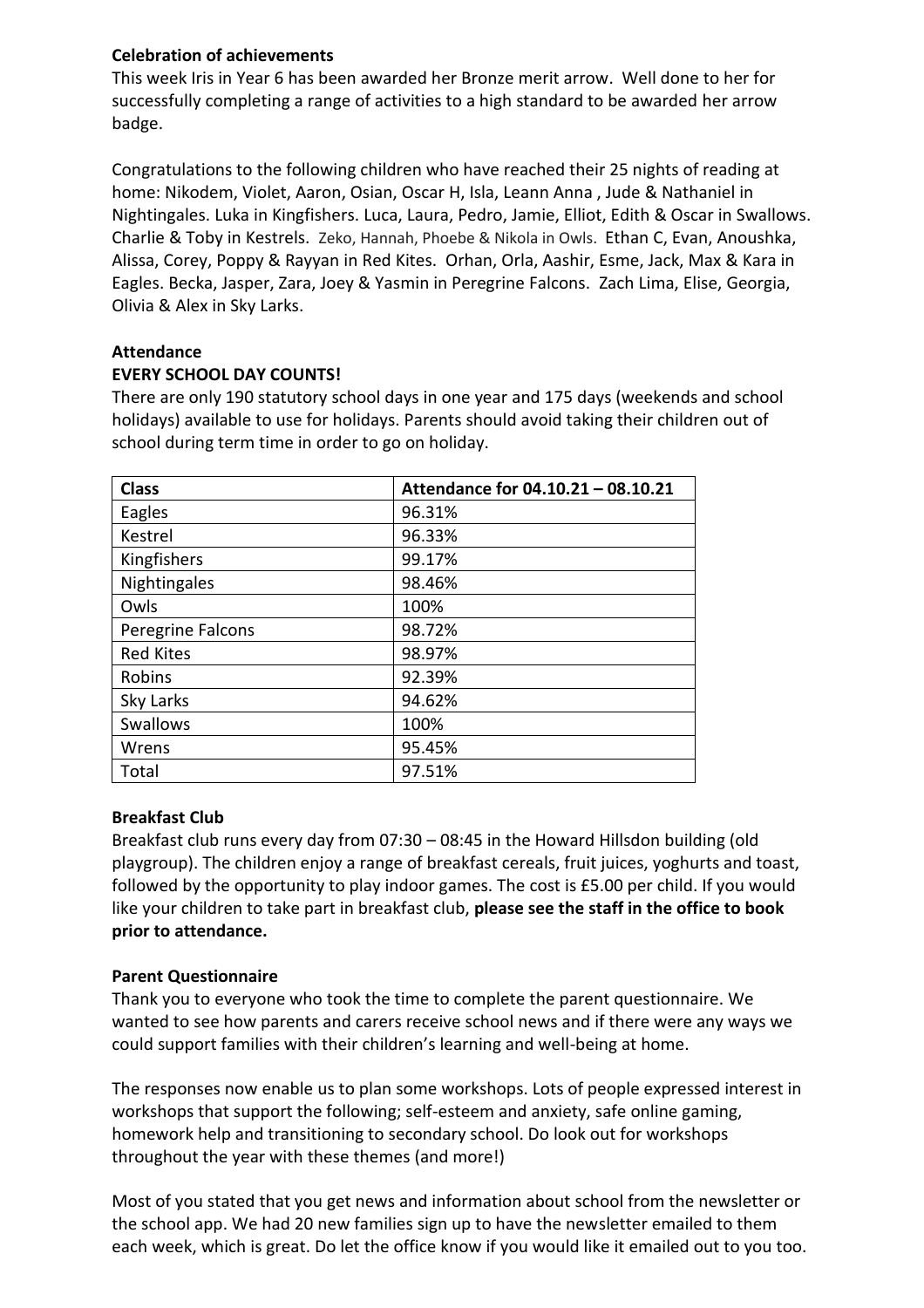**Celebration of achievements**

This week Iris in Year 6 has been awarded her Bronze merit arrow. Well done to her for successfully completing a range of activities to a high standard to be awarded her arrow badge.

Congratulations to the following children who have reached their 25 nights of reading at home: Nikodem, Violet, Aaron, Osian, Oscar H, Isla, Leann Anna , Jude & Nathaniel in Nightingales. Luka in Kingfishers. Luca, Laura, Pedro, Jamie, Elliot, Edith & Oscar in Swallows. Charlie & Toby in Kestrels. Zeko, Hannah, Phoebe & Nikola in Owls. Ethan C, Evan, Anoushka, Alissa, Corey, Poppy & Rayyan in Red Kites. Orhan, Orla, Aashir, Esme, Jack, Max & Kara in Eagles. Becka, Jasper, Zara, Joey & Yasmin in Peregrine Falcons. Zach Lima, Elise, Georgia, Olivia & Alex in Sky Larks.

**Attendance**

**EVERY SCHOOL DAY COUNTS!**

There are only 190 statutory school days in one year and 175 days (weekends and school holidays) available to use for holidays. Parents should avoid taking their children out of school during term time in order to go on holiday.

| Class | Attendance for 04.10.21 – 08.10.21 |
|---|---|
| Eagles | 96.31% |
| Kestrel | 96.33% |
| Kingfishers | 99.17% |
| Nightingales | 98.46% |
| Owls | 100% |
| Peregrine Falcons | 98.72% |
| Red Kites | 98.97% |
| Robins | 92.39% |
| Sky Larks | 94.62% |
| Swallows | 100% |
| Wrens | 95.45% |
| Total | 97.51% |

**Breakfast Club**

Breakfast club runs every day from 07:30 – 08:45 in the Howard Hillsdon building (old playgroup). The children enjoy a range of breakfast cereals, fruit juices, yoghurts and toast, followed by the opportunity to play indoor games. The cost is £5.00 per child. If you would like your children to take part in breakfast club, **please see the staff in the office to book prior to attendance.**

**Parent Questionnaire**

Thank you to everyone who took the time to complete the parent questionnaire. We wanted to see how parents and carers receive school news and if there were any ways we could support families with their children's learning and well-being at home.

The responses now enable us to plan some workshops. Lots of people expressed interest in workshops that support the following; self-esteem and anxiety, safe online gaming, homework help and transitioning to secondary school. Do look out for workshops throughout the year with these themes (and more!)

Most of you stated that you get news and information about school from the newsletter or the school app. We had 20 new families sign up to have the newsletter emailed to them each week, which is great. Do let the office know if you would like it emailed out to you too.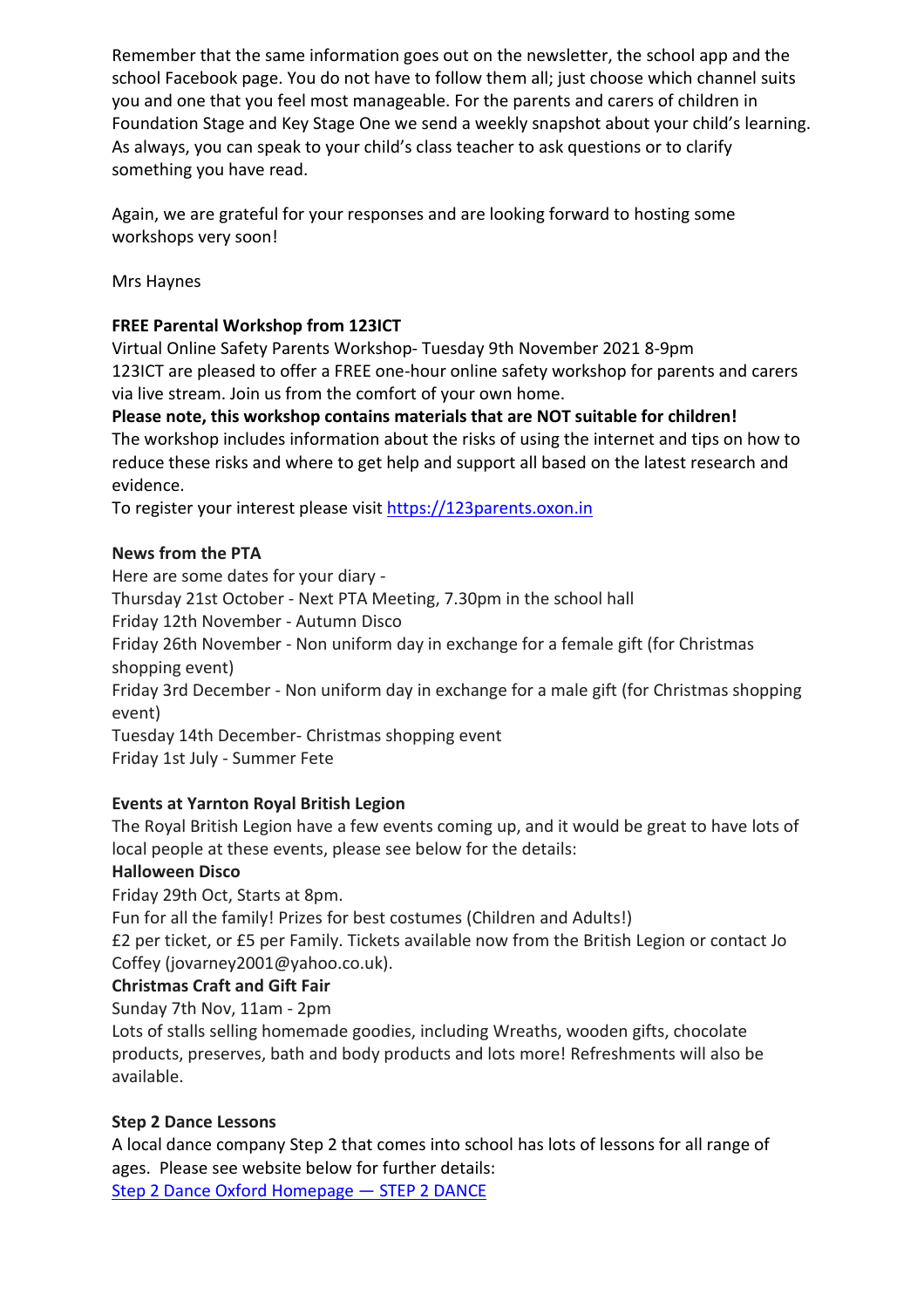Remember that the same information goes out on the newsletter, the school app and the school Facebook page. You do not have to follow them all; just choose which channel suits you and one that you feel most manageable. For the parents and carers of children in Foundation Stage and Key Stage One we send a weekly snapshot about your child's learning. As always, you can speak to your child's class teacher to ask questions or to clarify something you have read.

Again, we are grateful for your responses and are looking forward to hosting some workshops very soon!

Mrs Haynes

**FREE Parental Workshop from 123ICT**

Virtual Online Safety Parents Workshop- Tuesday 9th November 2021 8-9pm
123ICT are pleased to offer a FREE one-hour online safety workshop for parents and carers via live stream. Join us from the comfort of your own home.

**Please note, this workshop contains materials that are NOT suitable for children!**

The workshop includes information about the risks of using the internet and tips on how to reduce these risks and where to get help and support all based on the latest research and evidence.

To register your interest please visit [https://123parents.oxon.in](https://123parents.oxon.in)

**News from the PTA**

Here are some dates for your diary -

Thursday 21st October - Next PTA Meeting, 7.30pm in the school hall
Friday 12th November - Autumn Disco
Friday 26th November - Non uniform day in exchange for a female gift (for Christmas shopping event)
Friday 3rd December - Non uniform day in exchange for a male gift (for Christmas shopping event)
Tuesday 14th December- Christmas shopping event
Friday 1st July - Summer Fete

**Events at Yarnton Royal British Legion**

The Royal British Legion have a few events coming up, and it would be great to have lots of local people at these events, please see below for the details:

**Halloween Disco**

Friday 29th Oct, Starts at 8pm.
Fun for all the family! Prizes for best costumes (Children and Adults!)
£2 per ticket, or £5 per Family. Tickets available now from the British Legion or contact Jo Coffey (jovarney2001@yahoo.co.uk).

**Christmas Craft and Gift Fair**

Sunday 7th Nov, 11am - 2pm
Lots of stalls selling homemade goodies, including Wreaths, wooden gifts, chocolate products, preserves, bath and body products and lots more! Refreshments will also be available.

**Step 2 Dance Lessons**

A local dance company Step 2 that comes into school has lots of lessons for all range of ages. Please see website below for further details:
[Step 2 Dance Oxford Homepage — STEP 2 DANCE]()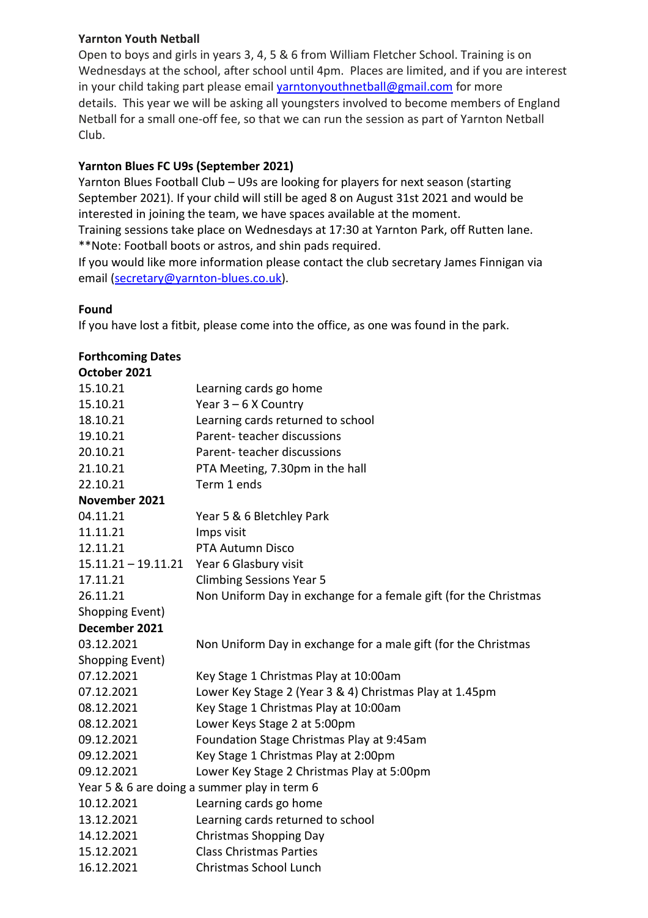**Yarnton Youth Netball**
Open to boys and girls in years 3, 4, 5 & 6 from William Fletcher School. Training is on Wednesdays at the school, after school until 4pm.  Places are limited, and if you are interest in your child taking part please email yarntonyouthnetball@gmail.com for more details.  This year we will be asking all youngsters involved to become members of England Netball for a small one-off fee, so that we can run the session as part of Yarnton Netball Club.

**Yarnton Blues FC U9s (September 2021)**
Yarnton Blues Football Club – U9s are looking for players for next season (starting September 2021). If your child will still be aged 8 on August 31st 2021 and would be interested in joining the team, we have spaces available at the moment.
Training sessions take place on Wednesdays at 17:30 at Yarnton Park, off Rutten lane.
**Note: Football boots or astros, and shin pads required.
If you would like more information please contact the club secretary James Finnigan via email (secretary@yarnton-blues.co.uk).

**Found**
If you have lost a fitbit, please come into the office, as one was found in the park.

**Forthcoming Dates**

**October 2021**

| | |
|---|---|
| 15.10.21 | Learning cards go home |
| 15.10.21 | Year 3 – 6 X Country |
| 18.10.21 | Learning cards returned to school |
| 19.10.21 | Parent- teacher discussions |
| 20.10.21 | Parent- teacher discussions |
| 21.10.21 | PTA Meeting, 7.30pm in the hall |
| 22.10.21 | Term 1 ends |

**November 2021**

| | |
|---|---|
| 04.11.21 | Year 5 & 6 Bletchley Park |
| 11.11.21 | Imps visit |
| 12.11.21 | PTA Autumn Disco |
| 15.11.21 – 19.11.21 | Year 6 Glasbury visit |
| 17.11.21 | Climbing Sessions Year 5 |
| 26.11.21 | Non Uniform Day in exchange for a female gift (for the Christmas Shopping Event) |

**December 2021**

| | |
|---|---|
| 03.12.2021 | Non Uniform Day in exchange for a male gift (for the Christmas Shopping Event) |
| 07.12.2021 | Key Stage 1 Christmas Play at 10:00am |
| 07.12.2021 | Lower Key Stage 2 (Year 3 & 4) Christmas Play at 1.45pm |
| 08.12.2021 | Key Stage 1 Christmas Play at 10:00am |
| 08.12.2021 | Lower Keys Stage 2 at 5:00pm |
| 09.12.2021 | Foundation Stage Christmas Play at 9:45am |
| 09.12.2021 | Key Stage 1 Christmas Play at 2:00pm |
| 09.12.2021 | Lower Key Stage 2 Christmas Play at 5:00pm |

Year 5 & 6 are doing a summer play in term 6

| | |
|---|---|
| 10.12.2021 | Learning cards go home |
| 13.12.2021 | Learning cards returned to school |
| 14.12.2021 | Christmas Shopping Day |
| 15.12.2021 | Class Christmas Parties |
| 16.12.2021 | Christmas School Lunch |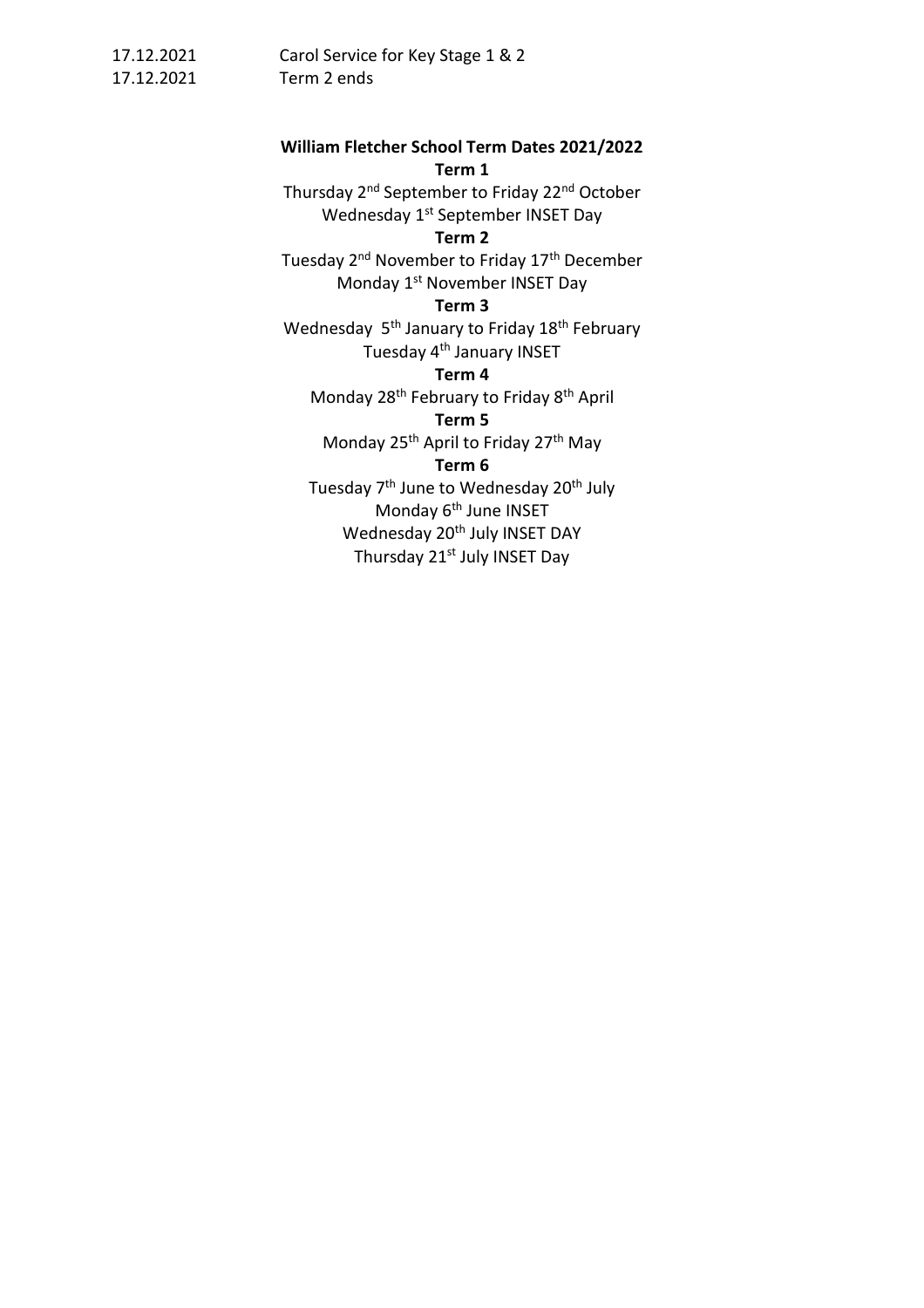| | |
|---|---|
| 17.12.2021 | Carol Service for Key Stage 1 & 2 |
| 17.12.2021 | Term 2 ends |

**William Fletcher School Term Dates 2021/2022**

**Term 1**

Thursday 2nd September to Friday 22nd October

Wednesday 1st September INSET Day

**Term 2**

Tuesday 2nd November to Friday 17th December

Monday 1st November INSET Day

**Term 3**

Wednesday 5th January to Friday 18th February

Tuesday 4th January INSET

**Term 4**

Monday 28th February to Friday 8th April

**Term 5**

Monday 25th April to Friday 27th May

**Term 6**

Tuesday 7th June to Wednesday 20th July

Monday 6th June INSET

Wednesday 20th July INSET DAY

Thursday 21st July INSET Day